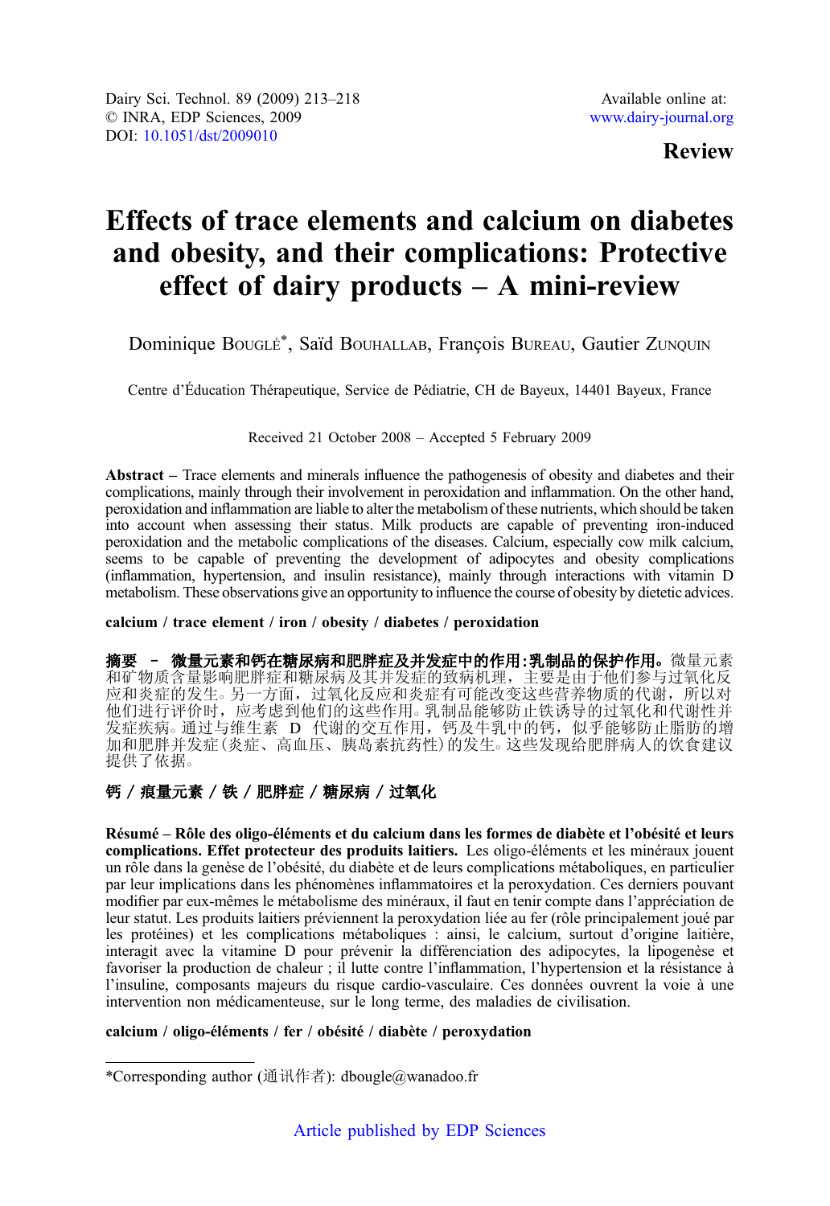Dairy Sci. Technol. 89 (2009) 213–218
© INRA, EDP Sciences, 2009
DOI: 10.1051/dst/2009010

Available online at:
www.dairy-journal.org

**Review**

# Effects of trace elements and calcium on diabetes and obesity, and their complications: Protective effect of dairy products – A mini-review

Dominique Bouglé*, Saïd Bouhallab, François Bureau, Gautier Zunquin

Centre d'Éducation Thérapeutique, Service de Pédiatrie, CH de Bayeux, 14401 Bayeux, France

Received 21 October 2008 – Accepted 5 February 2009

**Abstract –** Trace elements and minerals influence the pathogenesis of obesity and diabetes and their complications, mainly through their involvement in peroxidation and inflammation. On the other hand, peroxidation and inflammation are liable to alter the metabolism of these nutrients, which should be taken into account when assessing their status. Milk products are capable of preventing iron-induced peroxidation and the metabolic complications of the diseases. Calcium, especially cow milk calcium, seems to be capable of preventing the development of adipocytes and obesity complications (inflammation, hypertension, and insulin resistance), mainly through interactions with vitamin D metabolism. These observations give an opportunity to influence the course of obesity by dietetic advices.

**calcium / trace element / iron / obesity / diabetes / peroxidation**

**摘要 – 微量元素和钙在糖尿病和肥胖症及并发症中的作用:乳制品的保护作用。** 微量元素和矿物质含量影响肥胖症和糖尿病及其并发症的致病机理，主要是由于他们参与过氧化反应和炎症的发生。另一方面，过氧化反应和炎症有可能改变这些营养物质的代谢，所以对他们进行评价时，应考虑到他们的这些作用。乳制品能够防止铁诱导的过氧化和代谢性并发症疾病。通过与维生素 D 代谢的交互作用，钙及牛乳中的钙，似乎能够防止脂肪的增加和肥胖并发症(炎症、高血压、胰岛素抗药性)的发生。这些发现给肥胖病人的饮食建议提供了依据。

**钙 / 痕量元素 / 铁 / 肥胖症 / 糖尿病 / 过氧化**

**Résumé – Rôle des oligo-éléments et du calcium dans les formes de diabète et l'obésité et leurs complications. Effet protecteur des produits laitiers.** Les oligo-éléments et les minéraux jouent un rôle dans la genèse de l'obésité, du diabète et de leurs complications métaboliques, en particulier par leur implications dans les phénomènes inflammatoires et la peroxydation. Ces derniers pouvant modifier par eux-mêmes le métabolisme des minéraux, il faut en tenir compte dans l'appréciation de leur statut. Les produits laitiers préviennent la peroxydation liée au fer (rôle principalement joué par les protéines) et les complications métaboliques : ainsi, le calcium, surtout d'origine laitière, interagit avec la vitamine D pour prévenir la différenciation des adipocytes, la lipogenèse et favoriser la production de chaleur ; il lutte contre l'inflammation, l'hypertension et la résistance à l'insuline, composants majeurs du risque cardio-vasculaire. Ces données ouvrent la voie à une intervention non médicamenteuse, sur le long terme, des maladies de civilisation.

**calcium / oligo-éléments / fer / obésité / diabète / peroxydation**

---

*Corresponding author (通讯作者): dbougle@wanadoo.fr

Article published by EDP Sciences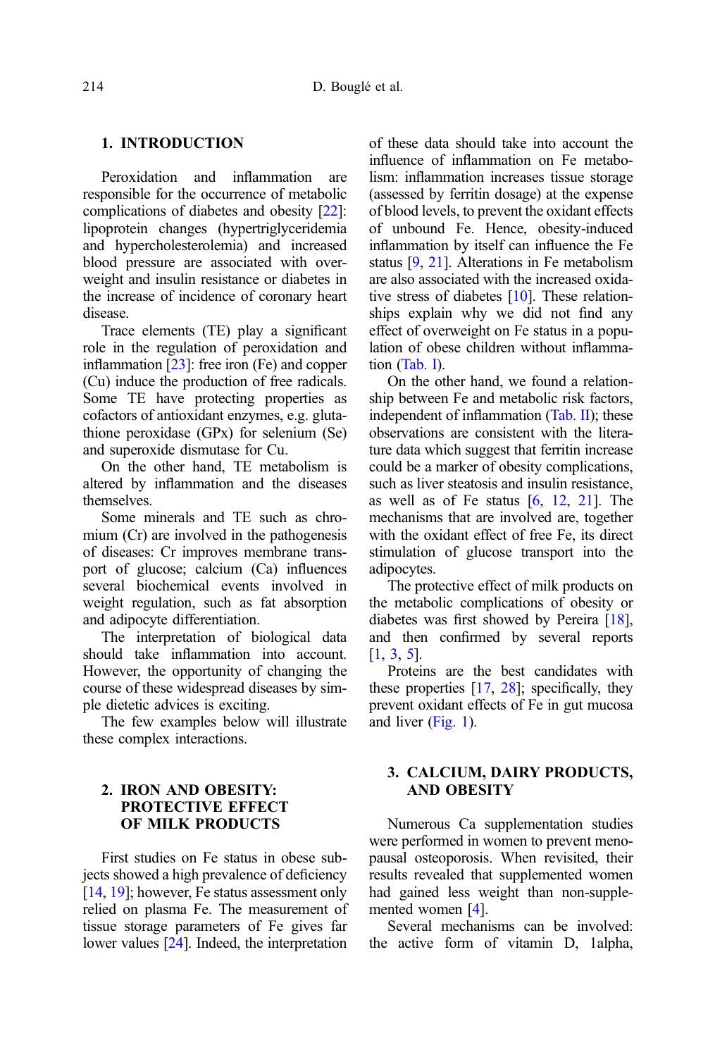## 1. INTRODUCTION

Peroxidation and inflammation are responsible for the occurrence of metabolic complications of diabetes and obesity [22]: lipoprotein changes (hypertriglyceridemia and hypercholesterolemia) and increased blood pressure are associated with overweight and insulin resistance or diabetes in the increase of incidence of coronary heart disease.

Trace elements (TE) play a significant role in the regulation of peroxidation and inflammation [23]: free iron (Fe) and copper (Cu) induce the production of free radicals. Some TE have protecting properties as cofactors of antioxidant enzymes, e.g. glutathione peroxidase (GPx) for selenium (Se) and superoxide dismutase for Cu.

On the other hand, TE metabolism is altered by inflammation and the diseases themselves.

Some minerals and TE such as chromium (Cr) are involved in the pathogenesis of diseases: Cr improves membrane transport of glucose; calcium (Ca) influences several biochemical events involved in weight regulation, such as fat absorption and adipocyte differentiation.

The interpretation of biological data should take inflammation into account. However, the opportunity of changing the course of these widespread diseases by simple dietetic advices is exciting.

The few examples below will illustrate these complex interactions.

## 2. IRON AND OBESITY: PROTECTIVE EFFECT OF MILK PRODUCTS

First studies on Fe status in obese subjects showed a high prevalence of deficiency [14, 19]; however, Fe status assessment only relied on plasma Fe. The measurement of tissue storage parameters of Fe gives far lower values [24]. Indeed, the interpretation of these data should take into account the influence of inflammation on Fe metabolism: inflammation increases tissue storage (assessed by ferritin dosage) at the expense of blood levels, to prevent the oxidant effects of unbound Fe. Hence, obesity-induced inflammation by itself can influence the Fe status [9, 21]. Alterations in Fe metabolism are also associated with the increased oxidative stress of diabetes [10]. These relationships explain why we did not find any effect of overweight on Fe status in a population of obese children without inflammation (Tab. I).

On the other hand, we found a relationship between Fe and metabolic risk factors, independent of inflammation (Tab. II); these observations are consistent with the literature data which suggest that ferritin increase could be a marker of obesity complications, such as liver steatosis and insulin resistance, as well as of Fe status [6, 12, 21]. The mechanisms that are involved are, together with the oxidant effect of free Fe, its direct stimulation of glucose transport into the adipocytes.

The protective effect of milk products on the metabolic complications of obesity or diabetes was first showed by Pereira [18], and then confirmed by several reports [1, 3, 5].

Proteins are the best candidates with these properties [17, 28]; specifically, they prevent oxidant effects of Fe in gut mucosa and liver (Fig. 1).

## 3. CALCIUM, DAIRY PRODUCTS, AND OBESITY

Numerous Ca supplementation studies were performed in women to prevent menopausal osteoporosis. When revisited, their results revealed that supplemented women had gained less weight than non-supplemented women [4].

Several mechanisms can be involved: the active form of vitamin D, 1alpha,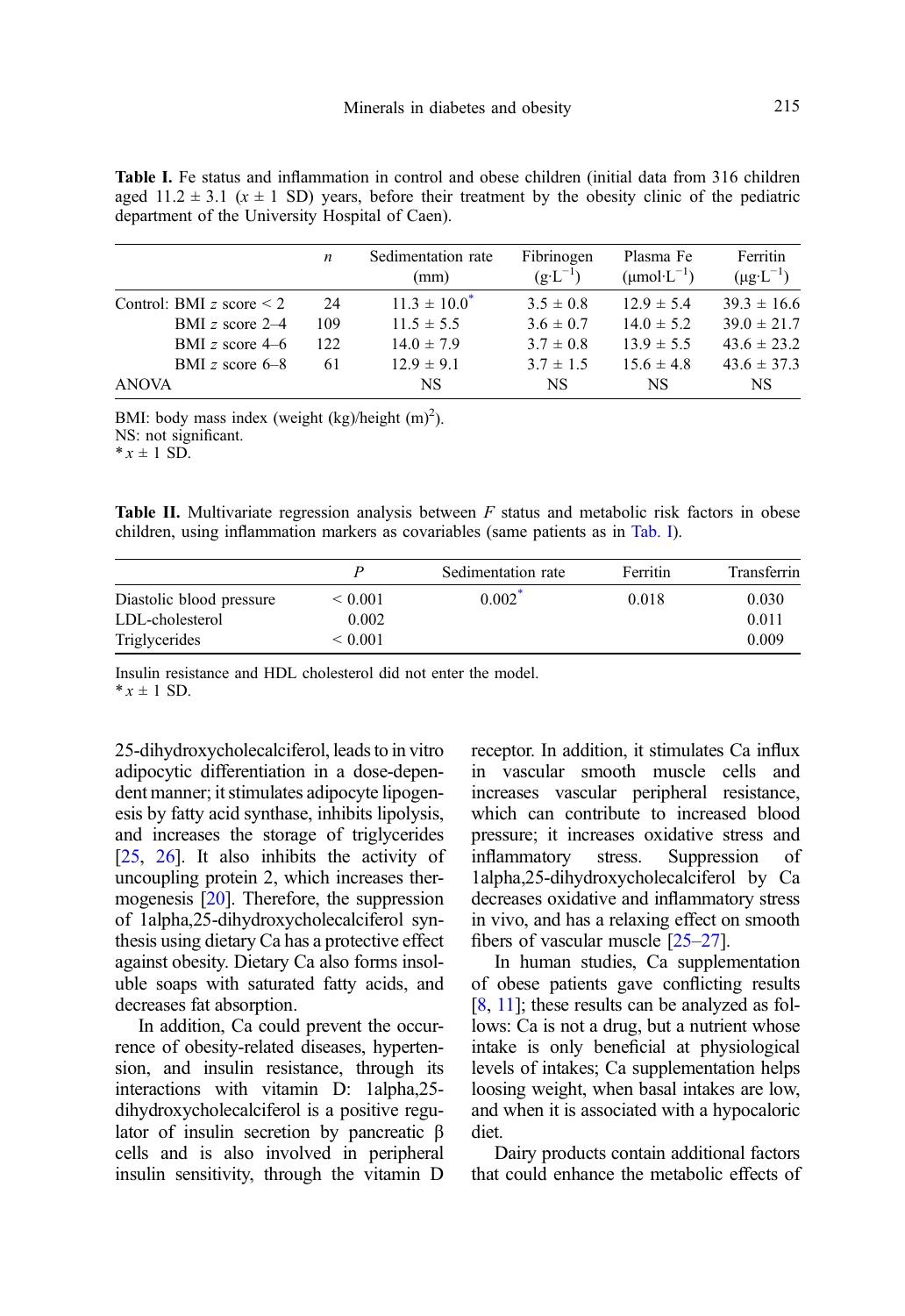**Table I.** Fe status and inflammation in control and obese children (initial data from 316 children aged 11.2 ± 3.1 ($x \pm 1$ SD) years, before their treatment by the obesity clinic of the pediatric department of the University Hospital of Caen).

| | $n$ | Sedimentation rate (mm) | Fibrinogen ($g{\cdot}L^{-1}$) | Plasma Fe ($\mu mol{\cdot}L^{-1}$) | Ferritin ($\mu g{\cdot}L^{-1}$) |
|---|---|---|---|---|---|
| Control: BMI $z$ score < 2 | 24 | 11.3 ± 10.0* | 3.5 ± 0.8 | 12.9 ± 5.4 | 39.3 ± 16.6 |
| BMI $z$ score 2–4 | 109 | 11.5 ± 5.5 | 3.6 ± 0.7 | 14.0 ± 5.2 | 39.0 ± 21.7 |
| BMI $z$ score 4–6 | 122 | 14.0 ± 7.9 | 3.7 ± 0.8 | 13.9 ± 5.5 | 43.6 ± 23.2 |
| BMI $z$ score 6–8 | 61 | 12.9 ± 9.1 | 3.7 ± 1.5 | 15.6 ± 4.8 | 43.6 ± 37.3 |
| ANOVA | | NS | NS | NS | NS |

BMI: body mass index (weight (kg)/height $(m)^2$).
NS: not significant.
* $x \pm 1$ SD.

**Table II.** Multivariate regression analysis between $F$ status and metabolic risk factors in obese children, using inflammation markers as covariables (same patients as in Tab. I).

| | $P$ | Sedimentation rate | Ferritin | Transferrin |
|---|---|---|---|---|
| Diastolic blood pressure | < 0.001 | 0.002* | 0.018 | 0.030 |
| LDL-cholesterol | 0.002 | | | 0.011 |
| Triglycerides | < 0.001 | | | 0.009 |

Insulin resistance and HDL cholesterol did not enter the model.
* $x \pm 1$ SD.

25-dihydroxycholecalciferol, leads to in vitro adipocytic differentiation in a dose-dependent manner; it stimulates adipocyte lipogenesis by fatty acid synthase, inhibits lipolysis, and increases the storage of triglycerides [25, 26]. It also inhibits the activity of uncoupling protein 2, which increases thermogenesis [20]. Therefore, the suppression of 1alpha,25-dihydroxycholecalciferol synthesis using dietary Ca has a protective effect against obesity. Dietary Ca also forms insoluble soaps with saturated fatty acids, and decreases fat absorption.

In addition, Ca could prevent the occurrence of obesity-related diseases, hypertension, and insulin resistance, through its interactions with vitamin D: 1alpha,25-dihydroxycholecalciferol is a positive regulator of insulin secretion by pancreatic β cells and is also involved in peripheral insulin sensitivity, through the vitamin D receptor. In addition, it stimulates Ca influx in vascular smooth muscle cells and increases vascular peripheral resistance, which can contribute to increased blood pressure; it increases oxidative stress and inflammatory stress. Suppression of 1alpha,25-dihydroxycholecalciferol by Ca decreases oxidative and inflammatory stress in vivo, and has a relaxing effect on smooth fibers of vascular muscle [25–27].

In human studies, Ca supplementation of obese patients gave conflicting results [8, 11]; these results can be analyzed as follows: Ca is not a drug, but a nutrient whose intake is only beneficial at physiological levels of intakes; Ca supplementation helps loosing weight, when basal intakes are low, and when it is associated with a hypocaloric diet.

Dairy products contain additional factors that could enhance the metabolic effects of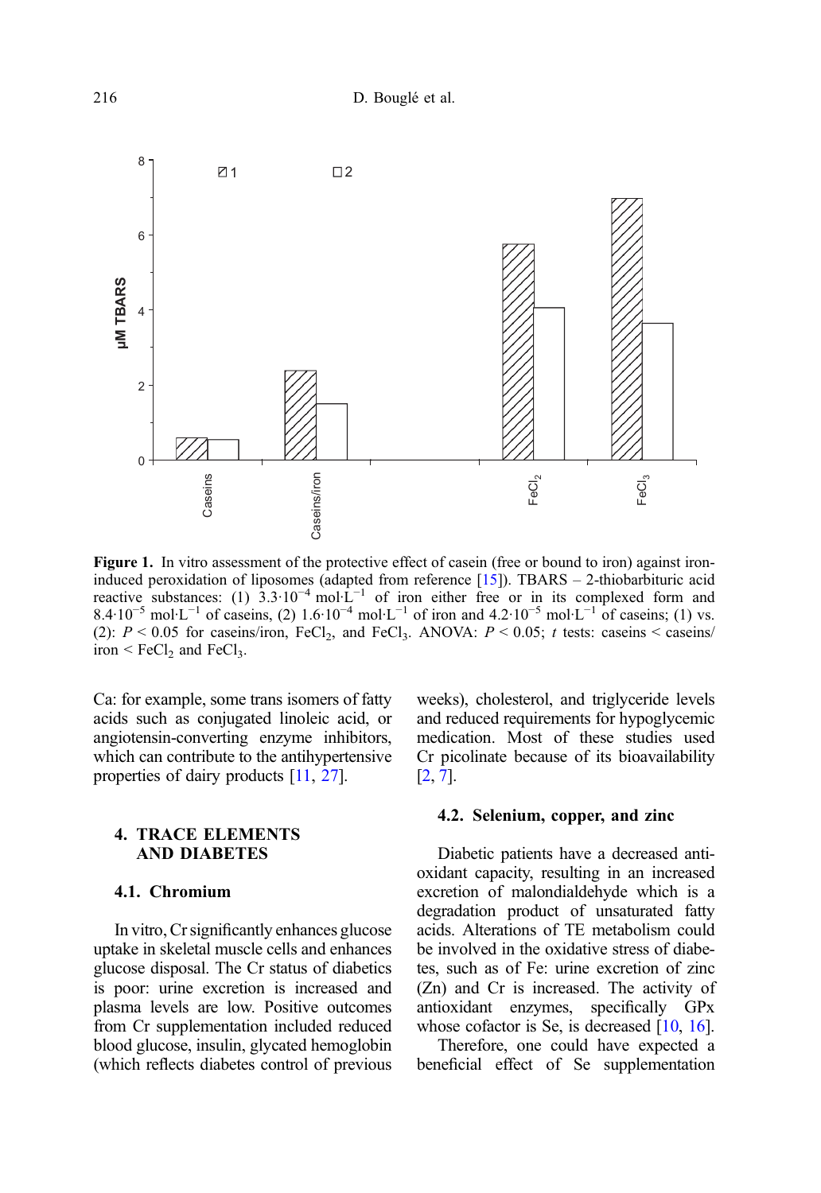**Figure 1.** In vitro assessment of the protective effect of casein (free or bound to iron) against iron-induced peroxidation of liposomes (adapted from reference [15]). TBARS – 2-thiobarbituric acid reactive substances: (1) $3.3 \cdot 10^{-4}$ mol·L$^{-1}$ of iron either free or in its complexed form and $8.4 \cdot 10^{-5}$ mol·L$^{-1}$ of caseins, (2) $1.6 \cdot 10^{-4}$ mol·L$^{-1}$ of iron and $4.2 \cdot 10^{-5}$ mol·L$^{-1}$ of caseins; (1) vs. (2): $P < 0.05$ for caseins/iron, $FeCl_2$, and $FeCl_3$. ANOVA: $P < 0.05$; $t$ tests: caseins < caseins/iron < $FeCl_2$ and $FeCl_3$.

Ca: for example, some trans isomers of fatty acids such as conjugated linoleic acid, or angiotensin-converting enzyme inhibitors, which can contribute to the antihypertensive properties of dairy products [11, 27].

## 4. TRACE ELEMENTS AND DIABETES

### 4.1. Chromium

In vitro, Cr significantly enhances glucose uptake in skeletal muscle cells and enhances glucose disposal. The Cr status of diabetics is poor: urine excretion is increased and plasma levels are low. Positive outcomes from Cr supplementation included reduced blood glucose, insulin, glycated hemoglobin (which reflects diabetes control of previous weeks), cholesterol, and triglyceride levels and reduced requirements for hypoglycemic medication. Most of these studies used Cr picolinate because of its bioavailability [2, 7].

### 4.2. Selenium, copper, and zinc

Diabetic patients have a decreased antioxidant capacity, resulting in an increased excretion of malondialdehyde which is a degradation product of unsaturated fatty acids. Alterations of TE metabolism could be involved in the oxidative stress of diabetes, such as of Fe: urine excretion of zinc (Zn) and Cr is increased. The activity of antioxidant enzymes, specifically GPx whose cofactor is Se, is decreased [10, 16].

Therefore, one could have expected a beneficial effect of Se supplementation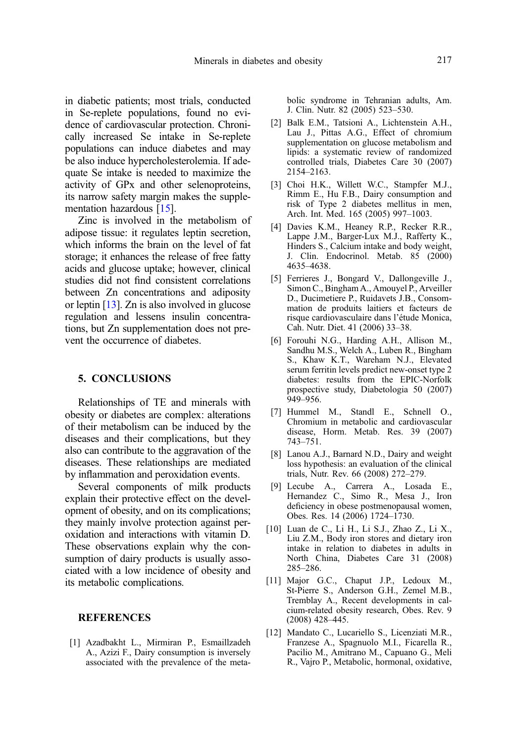in diabetic patients; most trials, conducted in Se-replete populations, found no evidence of cardiovascular protection. Chronically increased Se intake in Se-replete populations can induce diabetes and may be also induce hypercholesterolemia. If adequate Se intake is needed to maximize the activity of GPx and other selenoproteins, its narrow safety margin makes the supplementation hazardous [15].

Zinc is involved in the metabolism of adipose tissue: it regulates leptin secretion, which informs the brain on the level of fat storage; it enhances the release of free fatty acids and glucose uptake; however, clinical studies did not find consistent correlations between Zn concentrations and adiposity or leptin [13]. Zn is also involved in glucose regulation and lessens insulin concentrations, but Zn supplementation does not prevent the occurrence of diabetes.

## 5. CONCLUSIONS

Relationships of TE and minerals with obesity or diabetes are complex: alterations of their metabolism can be induced by the diseases and their complications, but they also can contribute to the aggravation of the diseases. These relationships are mediated by inflammation and peroxidation events.

Several components of milk products explain their protective effect on the development of obesity, and on its complications; they mainly involve protection against peroxidation and interactions with vitamin D. These observations explain why the consumption of dairy products is usually associated with a low incidence of obesity and its metabolic complications.

## REFERENCES

[1] Azadbakht L., Mirmiran P., Esmaillzadeh A., Azizi F., Dairy consumption is inversely associated with the prevalence of the metabolic syndrome in Tehranian adults, Am. J. Clin. Nutr. 82 (2005) 523–530.

[2] Balk E.M., Tatsioni A., Lichtenstein A.H., Lau J., Pittas A.G., Effect of chromium supplementation on glucose metabolism and lipids: a systematic review of randomized controlled trials, Diabetes Care 30 (2007) 2154–2163.

[3] Choi H.K., Willett W.C., Stampfer M.J., Rimm E., Hu F.B., Dairy consumption and risk of Type 2 diabetes mellitus in men, Arch. Int. Med. 165 (2005) 997–1003.

[4] Davies K.M., Heaney R.P., Recker R.R., Lappe J.M., Barger-Lux M.J., Rafferty K., Hinders S., Calcium intake and body weight, J. Clin. Endocrinol. Metab. 85 (2000) 4635–4638.

[5] Ferrieres J., Bongard V., Dallongeville J., Simon C., Bingham A., Amouyel P., Arveiller D., Ducimetiere P., Ruidavets J.B., Consommation de produits laitiers et facteurs de risque cardiovasculaire dans l'étude Monica, Cah. Nutr. Diet. 41 (2006) 33–38.

[6] Forouhi N.G., Harding A.H., Allison M., Sandhu M.S., Welch A., Luben R., Bingham S., Khaw K.T., Wareham N.J., Elevated serum ferritin levels predict new-onset type 2 diabetes: results from the EPIC-Norfolk prospective study, Diabetologia 50 (2007) 949–956.

[7] Hummel M., Standl E., Schnell O., Chromium in metabolic and cardiovascular disease, Horm. Metab. Res. 39 (2007) 743–751.

[8] Lanou A.J., Barnard N.D., Dairy and weight loss hypothesis: an evaluation of the clinical trials, Nutr. Rev. 66 (2008) 272–279.

[9] Lecube A., Carrera A., Losada E., Hernandez C., Simo R., Mesa J., Iron deficiency in obese postmenopausal women, Obes. Res. 14 (2006) 1724–1730.

[10] Luan de C., Li H., Li S.J., Zhao Z., Li X., Liu Z.M., Body iron stores and dietary iron intake in relation to diabetes in adults in North China, Diabetes Care 31 (2008) 285–286.

[11] Major G.C., Chaput J.P., Ledoux M., St-Pierre S., Anderson G.H., Zemel M.B., Tremblay A., Recent developments in calcium-related obesity research, Obes. Rev. 9 (2008) 428–445.

[12] Mandato C., Lucariello S., Licenziati M.R., Franzese A., Spagnuolo M.I., Ficarella R., Pacilio M., Amitrano M., Capuano G., Meli R., Vajro P., Metabolic, hormonal, oxidative,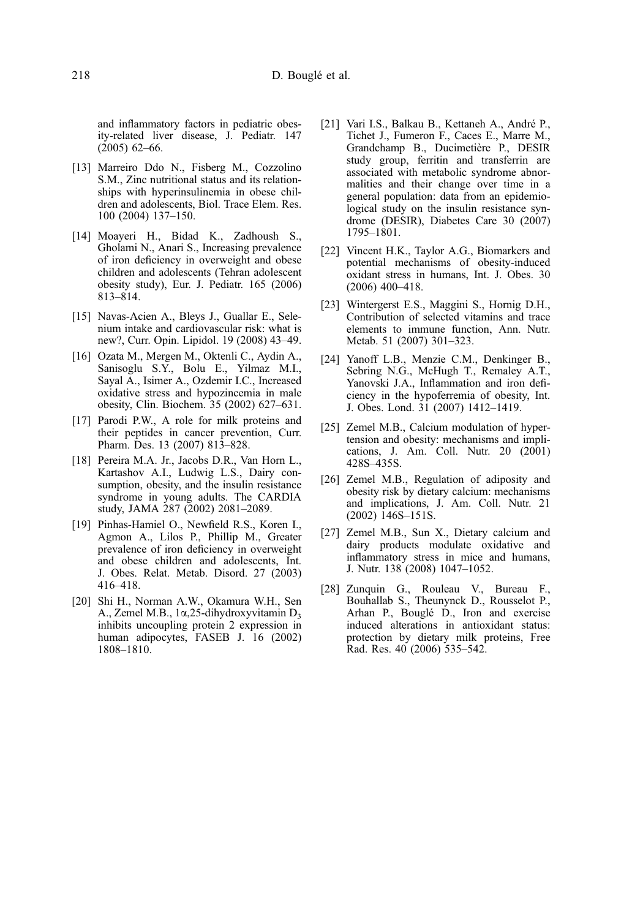and inflammatory factors in pediatric obesity-related liver disease, J. Pediatr. 147 (2005) 62–66.

[13] Marreiro Ddo N., Fisberg M., Cozzolino S.M., Zinc nutritional status and its relationships with hyperinsulinemia in obese children and adolescents, Biol. Trace Elem. Res. 100 (2004) 137–150.

[14] Moayeri H., Bidad K., Zadhoush S., Gholami N., Anari S., Increasing prevalence of iron deficiency in overweight and obese children and adolescents (Tehran adolescent obesity study), Eur. J. Pediatr. 165 (2006) 813–814.

[15] Navas-Acien A., Bleys J., Guallar E., Selenium intake and cardiovascular risk: what is new?, Curr. Opin. Lipidol. 19 (2008) 43–49.

[16] Ozata M., Mergen M., Oktenli C., Aydin A., Sanisoglu S.Y., Bolu E., Yilmaz M.I., Sayal A., Isimer A., Ozdemir I.C., Increased oxidative stress and hypozincemia in male obesity, Clin. Biochem. 35 (2002) 627–631.

[17] Parodi P.W., A role for milk proteins and their peptides in cancer prevention, Curr. Pharm. Des. 13 (2007) 813–828.

[18] Pereira M.A. Jr., Jacobs D.R., Van Horn L., Kartashov A.I., Ludwig L.S., Dairy consumption, obesity, and the insulin resistance syndrome in young adults. The CARDIA study, JAMA 287 (2002) 2081–2089.

[19] Pinhas-Hamiel O., Newfield R.S., Koren I., Agmon A., Lilos P., Phillip M., Greater prevalence of iron deficiency in overweight and obese children and adolescents, Int. J. Obes. Relat. Metab. Disord. 27 (2003) 416–418.

[20] Shi H., Norman A.W., Okamura W.H., Sen A., Zemel M.B., 1α,25-dihydroxyvitamin $D_3$ inhibits uncoupling protein 2 expression in human adipocytes, FASEB J. 16 (2002) 1808–1810.

[21] Vari I.S., Balkau B., Kettaneh A., André P., Tichet J., Fumeron F., Caces E., Marre M., Grandchamp B., Ducimetière P., DESIR study group, ferritin and transferrin are associated with metabolic syndrome abnormalities and their change over time in a general population: data from an epidemiological study on the insulin resistance syndrome (DESIR), Diabetes Care 30 (2007) 1795–1801.

[22] Vincent H.K., Taylor A.G., Biomarkers and potential mechanisms of obesity-induced oxidant stress in humans, Int. J. Obes. 30 (2006) 400–418.

[23] Wintergerst E.S., Maggini S., Hornig D.H., Contribution of selected vitamins and trace elements to immune function, Ann. Nutr. Metab. 51 (2007) 301–323.

[24] Yanoff L.B., Menzie C.M., Denkinger B., Sebring N.G., McHugh T., Remaley A.T., Yanovski J.A., Inflammation and iron deficiency in the hypoferremia of obesity, Int. J. Obes. Lond. 31 (2007) 1412–1419.

[25] Zemel M.B., Calcium modulation of hypertension and obesity: mechanisms and implications, J. Am. Coll. Nutr. 20 (2001) 428S–435S.

[26] Zemel M.B., Regulation of adiposity and obesity risk by dietary calcium: mechanisms and implications, J. Am. Coll. Nutr. 21 (2002) 146S–151S.

[27] Zemel M.B., Sun X., Dietary calcium and dairy products modulate oxidative and inflammatory stress in mice and humans, J. Nutr. 138 (2008) 1047–1052.

[28] Zunquin G., Rouleau V., Bureau F., Bouhallab S., Theunynck D., Rousselot P., Arhan P., Bouglé D., Iron and exercise induced alterations in antioxidant status: protection by dietary milk proteins, Free Rad. Res. 40 (2006) 535–542.